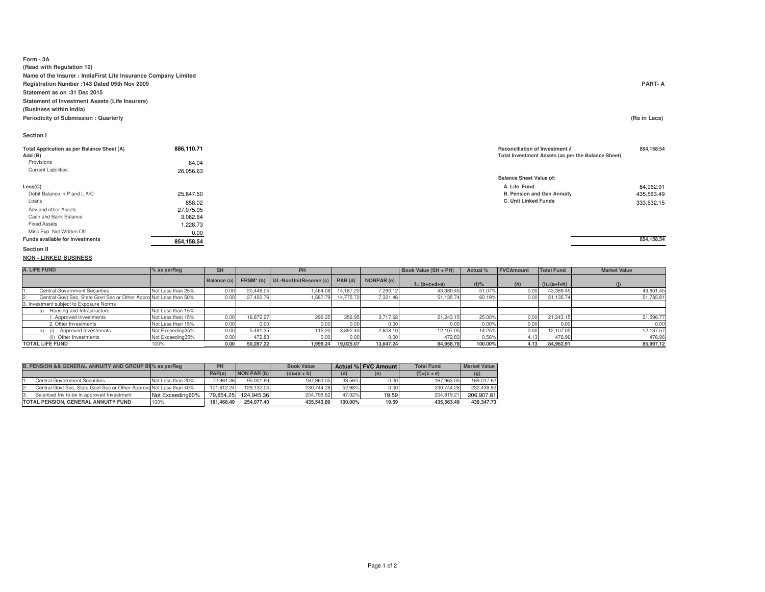**Form - 3A**
**(Read with Regulation 10)**
**Name of the Insurer : IndiaFirst Life Insurance Company Limited**
**Registration Number :143 Dated 05th Nov 2009**
**Statement as on :31 Dec 2015**
**Statement of Investment Assets (Life Insurers)**
**(Business within India)**
**Periodicity of Submission : Quarterly**

**PART- A**

**(Rs in Lacs)**

**Section I**

| | |
|---|---|
| **Total Application as per Balance Sheet (A)** | **886,110.71** |
| **Add (B)** | |
| Provisions | 84.04 |
| Current Liabilities | 26,056.63 |
| | |
| **Less(C)** | |
| Debit Balance in P and L A/C | 25,847.50 |
| Loans | 858.02 |
| Adv and other Assets | 27,075.95 |
| Cash and Bank Balance | 3,082.64 |
| Fixed Assets | 1,228.73 |
| Misc Exp. Not Written Off | 0.00 |
| **Funds available for Investments** | **854,158.54** |

| | |
|---|---|
| **Reconciliation of Investment A** **Total Investment Assets (as per the Balance Sheet)** | **854,158.54** |
| **Balance Sheet Value of:** | |
| **A. Life Fund** | 84,962.91 |
| **B. Pension and Gen Annuity** | 435,563.49 |
| **C. Unit Linked Funds** | 333,632.15 |
| | **854,158.54** |

**Section II**

**NON - LINKED BUSINESS**

| A. LIFE FUND | % as perReg | SH | | PH | | | Book Value (SH + PH) | Actual % | FVCAmount | Total Fund | Market Value |
|---|---|---|---|---|---|---|---|---|---|---|---|
| | | Balance (a) | FRSM* (b) | UL-NonUnitReserve (c) | PAR (d) | NONPAR (e) | f= (b+c+d+e) | (f)% | (h) | (i)=(a+f+h) | (j) |
| 1. Central Government Securities | Not Less than 25% | 0.00 | 20,448.04 | 1,464.08 | 14,187.20 | 7,290.12 | 43,389.45 | 51.07% | 0.00 | 43,389.45 | 43,801.45 |
| 2. Central Govt Sec, State Govt Sec or Other Appro | Not Less than 50% | 0.00 | 27,450.76 | 1,587.79 | 14,775.72 | 7,321.46 | 51,135.74 | 60.19% | 0.00 | 51,135.74 | 51,785.81 |
| 3. Investment subject to Exposure Norms | | | | | | | | | | | |
| a) Housing and Infrastructure | Not Less than 15% | | | | | | | | | | |
| 1. Approved Investments | Not Less than 15% | 0.00 | 16,872.27 | 296.25 | 356.95 | 3,717.68 | 21,243.15 | 25.00% | 0.00 | 21,243.15 | 21,596.77 |
| 2. Other Investments | Not Less than 15% | 0.00 | 0.00 | 0.00 | 0.00 | 0.00 | 0.00 | 0.00% | 0.00 | 0.00 | 0.00 |
| b) (i) Approved Investments | Not Exceeding35% | 0.00 | 5,491.35 | 115.20 | 3,892.40 | 2,608.10 | 12,107.05 | 14.25% | 0.00 | 12,107.05 | 12,137.57 |
| (ii) Other Investments | Not Exceeding35% | 0.00 | 472.83 | 0.00 | 0.00 | 0.00 | 472.83 | 0.56% | 4.13 | 476.96 | 476.96 |
| **TOTAL LIFE FUND** | 100% | **0.00** | **50,287.22** | **1,999.24** | **19,025.07** | **13,647.24** | **84,958.78** | **100.00%** | **4.13** | **84,962.91** | **85,997.12** |

| B. PENSION && GENERAL ANNUITY AND GROUP BU | % as perReg | PH | | Book Value | Actual % | FVC Amount | Total Fund | Market Value |
|---|---|---|---|---|---|---|---|---|
| | | PAR(a) | NON PAR (b) | (c)=(a + b) | (d) | (e) | (f)=(c + e) | (g) |
| 1. Central Government Securities | Not Less than 20% | 72,961.36 | 95,001.69 | 167,963.05 | 38.56% | 0.00 | 167,963.05 | 169,017.62 |
| 2. Central Govt Sec, State Govt Sec or Other Approve | Not Less than 40% | 101,612.24 | 129,132.04 | 230,744.28 | 52.98% | 0.00 | 230,744.28 | 232,439.92 |
| 3. Balanced Inv to be in approved Investment | Not Exceeding60% | 79,854.25 | 124,945.36 | 204,799.62 | 47.02% | 19.59 | 204,819.21 | 206,907.81 |
| **TOTAL PENSION, GENERAL ANNUITY FUND** | 100% | **181,466.49** | **254,077.40** | **435,543.89** | **100.00%** | **19.59** | **435,563.49** | **439,347.73** |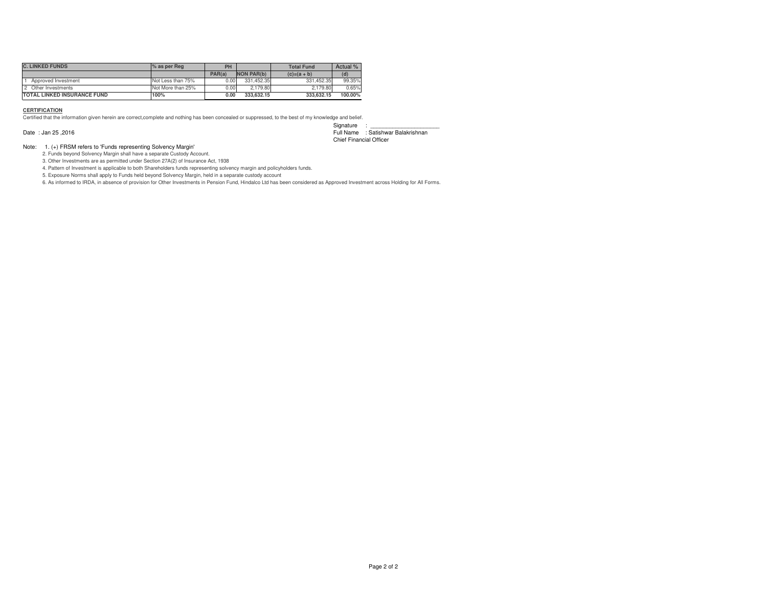| C. LINKED FUNDS | % as per Reg | PH | | Total Fund | Actual % |
|---|---|---|---|---|---|
| | | PAR(a) | NON PAR(b) | (c)=(a + b) | (d) |
| 1 Approved Investment | Not Less than 75% | 0.00 | 331,452.35 | 331,452.35 | 99.35% |
| 2 Other Investments | Not More than 25% | 0.00 | 2,179.80 | 2,179.80 | 0.65% |
| **TOTAL LINKED INSURANCE FUND** | **100%** | **0.00** | **333,632.15** | **333,632.15** | **100.00%** |

**CERTIFICATION**

Certified that the information given herein are correct,complete and nothing has been concealed or suppressed, to the best of my knowledge and belief.

Signature : ______________________

Date : Jan 25 ,2016

Full Name : Satishwar Balakrishnan

Chief Financial Officer

Note: 1. (+) FRSM refers to 'Funds representing Solvency Margin'

2. Funds beyond Solvency Margin shall have a separate Custody Account.

3. Other Investments are as permitted under Section 27A(2) of Insurance Act, 1938

4. Pattern of Investment is applicable to both Shareholders funds representing solvency margin and policyholders funds.

5. Exposure Norms shall apply to Funds held beyond Solvency Margin, held in a separate custody account

6. As informed to IRDA, in absence of provision for Other Investments in Pension Fund, Hindalco Ltd has been considered as Approved Investment across Holding for All Forms.